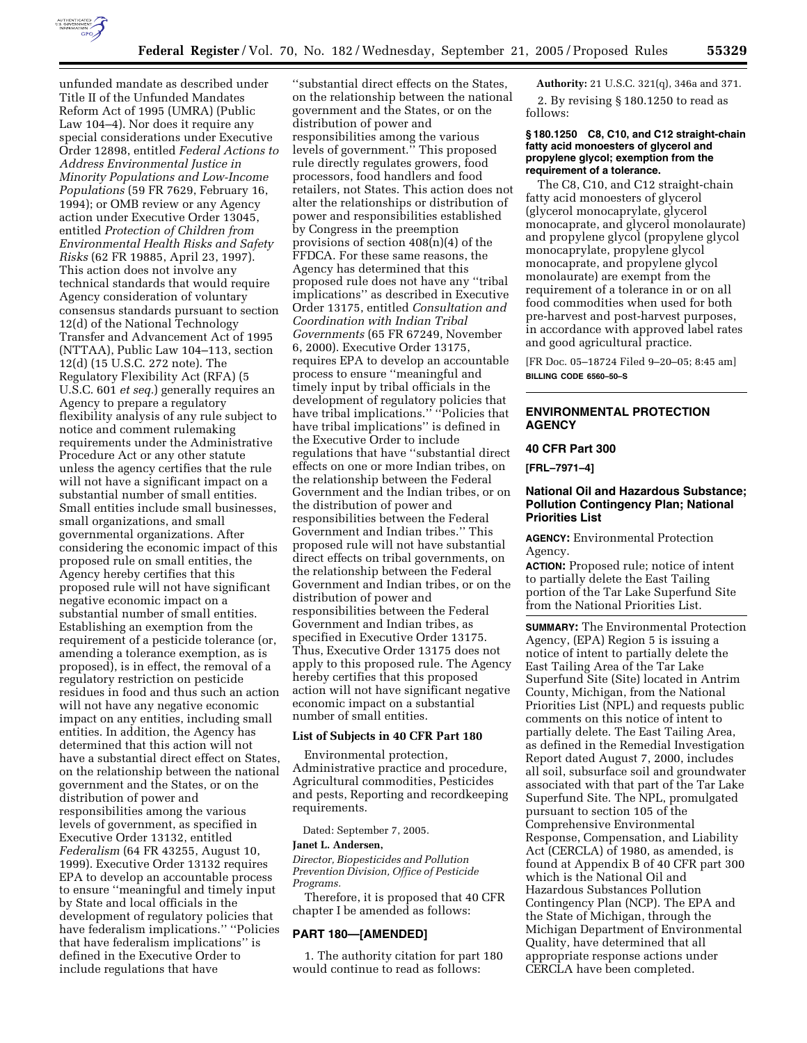unfunded mandate as described under Title II of the Unfunded Mandates Reform Act of 1995 (UMRA) (Public Law 104–4). Nor does it require any special considerations under Executive Order 12898, entitled *Federal Actions to Address Environmental Justice in Minority Populations and Low-Income Populations* (59 FR 7629, February 16, 1994); or OMB review or any Agency action under Executive Order 13045, entitled *Protection of Children from Environmental Health Risks and Safety Risks* (62 FR 19885, April 23, 1997). This action does not involve any technical standards that would require Agency consideration of voluntary consensus standards pursuant to section 12(d) of the National Technology Transfer and Advancement Act of 1995 (NTTAA), Public Law 104–113, section 12(d) (15 U.S.C. 272 note). The Regulatory Flexibility Act (RFA) (5 U.S.C. 601 *et seq.*) generally requires an Agency to prepare a regulatory flexibility analysis of any rule subject to notice and comment rulemaking requirements under the Administrative Procedure Act or any other statute unless the agency certifies that the rule will not have a significant impact on a substantial number of small entities. Small entities include small businesses, small organizations, and small governmental organizations. After considering the economic impact of this proposed rule on small entities, the Agency hereby certifies that this proposed rule will not have significant negative economic impact on a substantial number of small entities. Establishing an exemption from the requirement of a pesticide tolerance (or, amending a tolerance exemption, as is proposed), is in effect, the removal of a regulatory restriction on pesticide residues in food and thus such an action will not have any negative economic impact on any entities, including small entities. In addition, the Agency has determined that this action will not have a substantial direct effect on States, on the relationship between the national government and the States, or on the distribution of power and responsibilities among the various levels of government, as specified in Executive Order 13132, entitled *Federalism* (64 FR 43255, August 10, 1999). Executive Order 13132 requires EPA to develop an accountable process to ensure ''meaningful and timely input by State and local officials in the development of regulatory policies that have federalism implications.'' ''Policies that have federalism implications'' is defined in the Executive Order to include regulations that have ''substantial direct effects on the States, on the relationship between the national government and the States, or on the distribution of power and responsibilities among the various levels of government.'' This proposed rule directly regulates growers, food processors, food handlers and food retailers, not States. This action does not alter the relationships or distribution of power and responsibilities established by Congress in the preemption provisions of section 408(n)(4) of the FFDCA. For these same reasons, the Agency has determined that this proposed rule does not have any ''tribal implications'' as described in Executive Order 13175, entitled *Consultation and Coordination with Indian Tribal Governments* (65 FR 67249, November 6, 2000). Executive Order 13175, requires EPA to develop an accountable process to ensure ''meaningful and timely input by tribal officials in the development of regulatory policies that have tribal implications.'' ''Policies that have tribal implications'' is defined in the Executive Order to include regulations that have ''substantial direct effects on one or more Indian tribes, on the relationship between the Federal Government and the Indian tribes, or on the distribution of power and responsibilities between the Federal Government and Indian tribes.'' This proposed rule will not have substantial direct effects on tribal governments, on the relationship between the Federal Government and Indian tribes, or on the distribution of power and responsibilities between the Federal Government and Indian tribes, as specified in Executive Order 13175. Thus, Executive Order 13175 does not apply to this proposed rule. The Agency hereby certifies that this proposed action will not have significant negative economic impact on a substantial number of small entities.

**List of Subjects in 40 CFR Part 180**

Environmental protection, Administrative practice and procedure, Agricultural commodities, Pesticides and pests, Reporting and recordkeeping requirements.

Dated: September 7, 2005.

**Janet L. Andersen,**

*Director, Biopesticides and Pollution Prevention Division, Office of Pesticide Programs.*

Therefore, it is proposed that 40 CFR chapter I be amended as follows:

## PART 180—[AMENDED]

1. The authority citation for part 180 would continue to read as follows:

**Authority:** 21 U.S.C. 321(q), 346a and 371.

2. By revising § 180.1250 to read as follows:

**§ 180.1250 C8, C10, and C12 straight-chain fatty acid monoesters of glycerol and propylene glycol; exemption from the requirement of a tolerance.**

The C8, C10, and C12 straight-chain fatty acid monoesters of glycerol (glycerol monocaprylate, glycerol monocaprate, and glycerol monolaurate) and propylene glycol (propylene glycol monocaprylate, propylene glycol monocaprate, and propylene glycol monolaurate) are exempt from the requirement of a tolerance in or on all food commodities when used for both pre-harvest and post-harvest purposes, in accordance with approved label rates and good agricultural practice.

[FR Doc. 05–18724 Filed 9–20–05; 8:45 am]

**BILLING CODE 6560–50–S**

---

## ENVIRONMENTAL PROTECTION AGENCY

### 40 CFR Part 300

**[FRL–7971–4]**

### National Oil and Hazardous Substance; Pollution Contingency Plan; National Priorities List

**AGENCY:** Environmental Protection Agency.

**ACTION:** Proposed rule; notice of intent to partially delete the East Tailing portion of the Tar Lake Superfund Site from the National Priorities List.

**SUMMARY:** The Environmental Protection Agency, (EPA) Region 5 is issuing a notice of intent to partially delete the East Tailing Area of the Tar Lake Superfund Site (Site) located in Antrim County, Michigan, from the National Priorities List (NPL) and requests public comments on this notice of intent to partially delete. The East Tailing Area, as defined in the Remedial Investigation Report dated August 7, 2000, includes all soil, subsurface soil and groundwater associated with that part of the Tar Lake Superfund Site. The NPL, promulgated pursuant to section 105 of the Comprehensive Environmental Response, Compensation, and Liability Act (CERCLA) of 1980, as amended, is found at Appendix B of 40 CFR part 300 which is the National Oil and Hazardous Substances Pollution Contingency Plan (NCP). The EPA and the State of Michigan, through the Michigan Department of Environmental Quality, have determined that all appropriate response actions under CERCLA have been completed.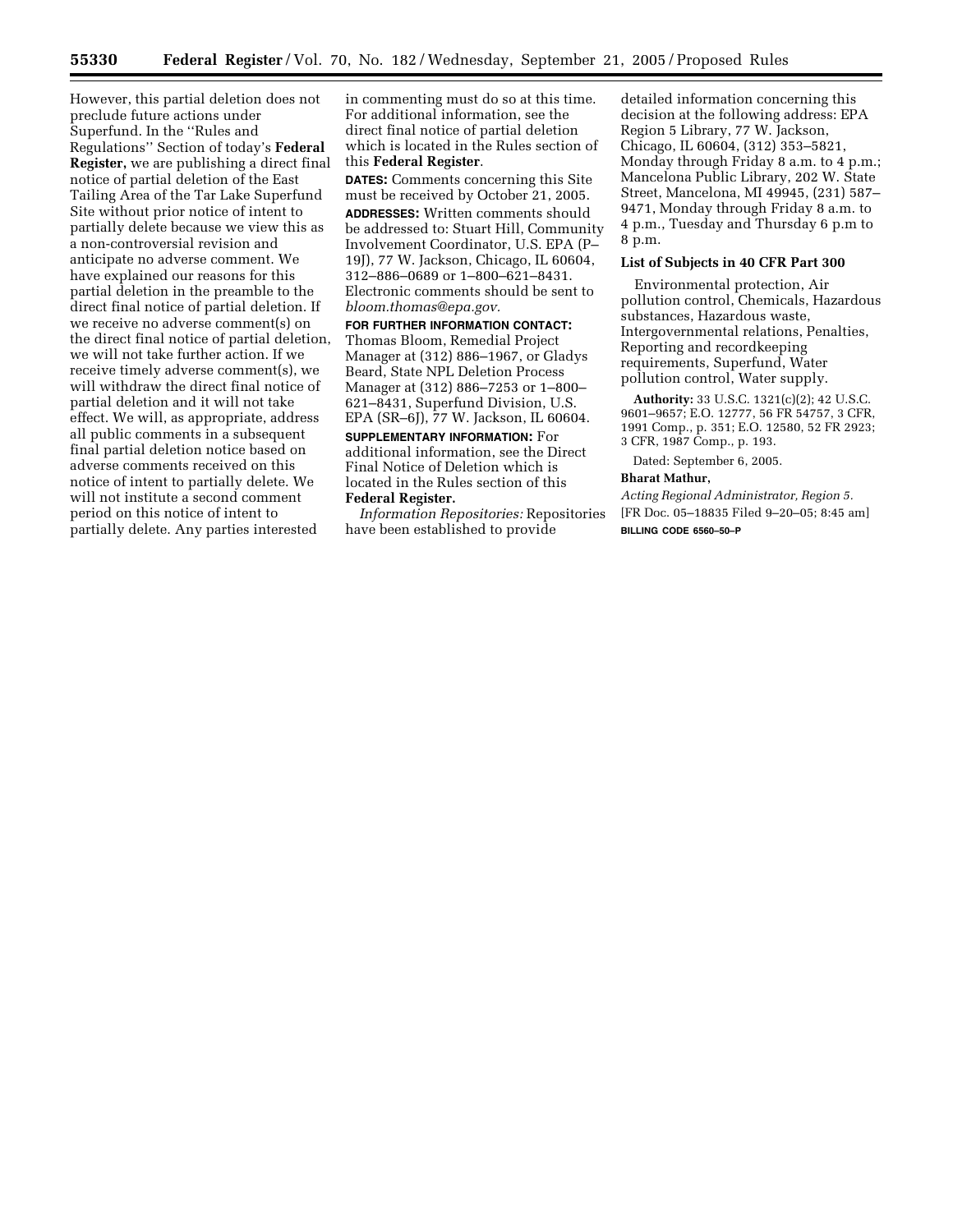However, this partial deletion does not preclude future actions under Superfund. In the ''Rules and Regulations'' Section of today's **Federal Register,** we are publishing a direct final notice of partial deletion of the East Tailing Area of the Tar Lake Superfund Site without prior notice of intent to partially delete because we view this as a non-controversial revision and anticipate no adverse comment. We have explained our reasons for this partial deletion in the preamble to the direct final notice of partial deletion. If we receive no adverse comment(s) on the direct final notice of partial deletion, we will not take further action. If we receive timely adverse comment(s), we will withdraw the direct final notice of partial deletion and it will not take effect. We will, as appropriate, address all public comments in a subsequent final partial deletion notice based on adverse comments received on this notice of intent to partially delete. We will not institute a second comment period on this notice of intent to partially delete. Any parties interested in commenting must do so at this time. For additional information, see the direct final notice of partial deletion which is located in the Rules section of this **Federal Register**.

**DATES:** Comments concerning this Site must be received by October 21, 2005.

**ADDRESSES:** Written comments should be addressed to: Stuart Hill, Community Involvement Coordinator, U.S. EPA (P–19J), 77 W. Jackson, Chicago, IL 60604, 312–886–0689 or 1–800–621–8431. Electronic comments should be sent to *bloom.thomas@epa.gov.*

**FOR FURTHER INFORMATION CONTACT:** Thomas Bloom, Remedial Project Manager at (312) 886–1967, or Gladys Beard, State NPL Deletion Process Manager at (312) 886–7253 or 1–800–621–8431, Superfund Division, U.S. EPA (SR–6J), 77 W. Jackson, IL 60604.

**SUPPLEMENTARY INFORMATION:** For additional information, see the Direct Final Notice of Deletion which is located in the Rules section of this **Federal Register.**

*Information Repositories:* Repositories have been established to provide detailed information concerning this decision at the following address: EPA Region 5 Library, 77 W. Jackson, Chicago, IL 60604, (312) 353–5821, Monday through Friday 8 a.m. to 4 p.m.; Mancelona Public Library, 202 W. State Street, Mancelona, MI 49945, (231) 587–9471, Monday through Friday 8 a.m. to 4 p.m., Tuesday and Thursday 6 p.m to 8 p.m.

**List of Subjects in 40 CFR Part 300**

Environmental protection, Air pollution control, Chemicals, Hazardous substances, Hazardous waste, Intergovernmental relations, Penalties, Reporting and recordkeeping requirements, Superfund, Water pollution control, Water supply.

**Authority:** 33 U.S.C. 1321(c)(2); 42 U.S.C. 9601–9657; E.O. 12777, 56 FR 54757, 3 CFR, 1991 Comp., p. 351; E.O. 12580, 52 FR 2923; 3 CFR, 1987 Comp., p. 193.

Dated: September 6, 2005.

**Bharat Mathur,**

*Acting Regional Administrator, Region 5.*

[FR Doc. 05–18835 Filed 9–20–05; 8:45 am]

**BILLING CODE 6560–50–P**